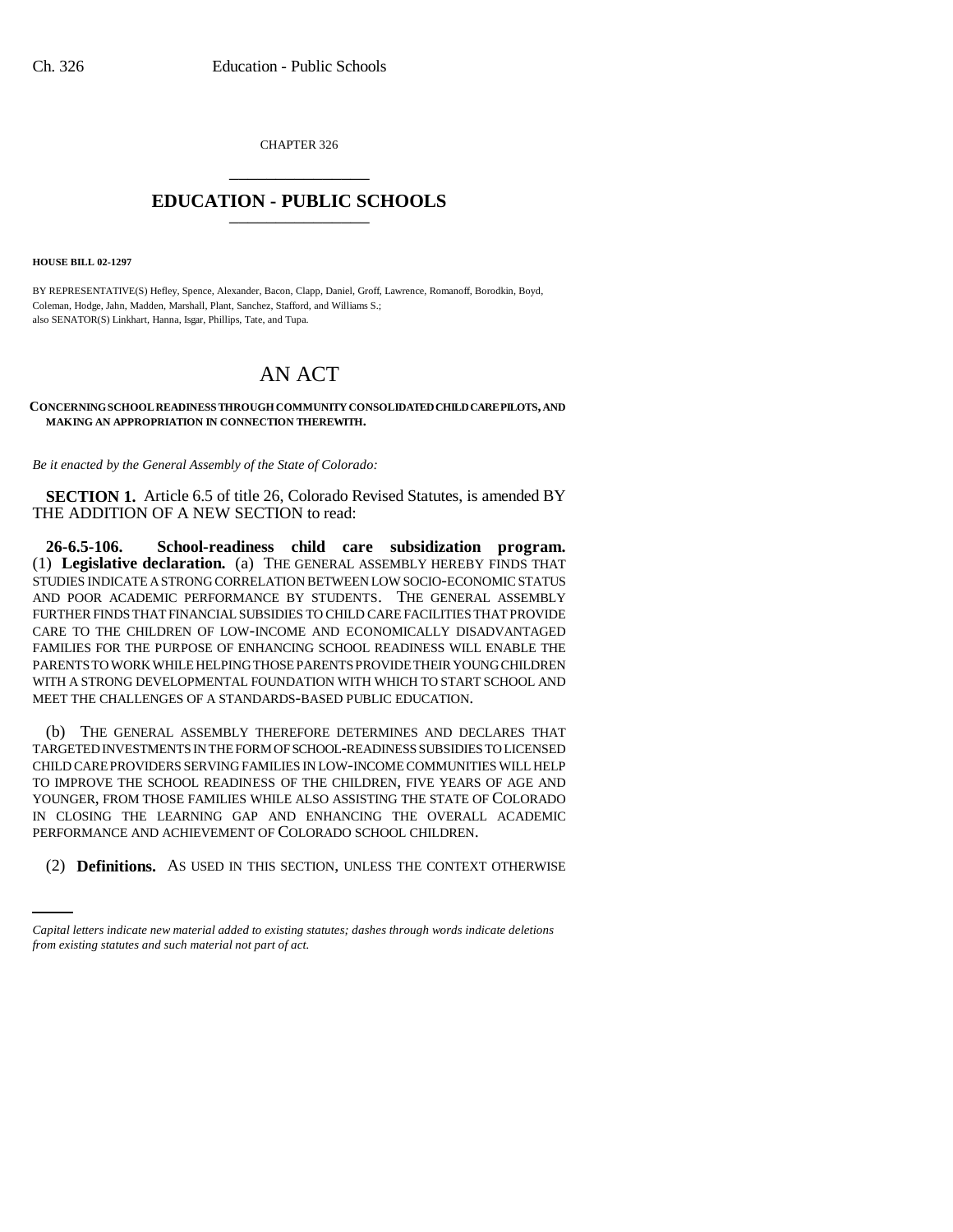CHAPTER 326

# EDUCATION - PUBLIC SCHOOLS

**HOUSE BILL 02-1297**

BY REPRESENTATIVE(S) Hefley, Spence, Alexander, Bacon, Clapp, Daniel, Groff, Lawrence, Romanoff, Borodkin, Boyd, Coleman, Hodge, Jahn, Madden, Marshall, Plant, Sanchez, Stafford, and Williams S.;
also SENATOR(S) Linkhart, Hanna, Isgar, Phillips, Tate, and Tupa.

## AN ACT

**CONCERNING SCHOOL READINESS THROUGH COMMUNITY CONSOLIDATED CHILD CARE PILOTS, AND MAKING AN APPROPRIATION IN CONNECTION THEREWITH.**

*Be it enacted by the General Assembly of the State of Colorado:*

**SECTION 1.** Article 6.5 of title 26, Colorado Revised Statutes, is amended BY THE ADDITION OF A NEW SECTION to read:

**26-6.5-106. School-readiness child care subsidization program.** (1) **Legislative declaration.** (a) THE GENERAL ASSEMBLY HEREBY FINDS THAT STUDIES INDICATE A STRONG CORRELATION BETWEEN LOW SOCIO-ECONOMIC STATUS AND POOR ACADEMIC PERFORMANCE BY STUDENTS. THE GENERAL ASSEMBLY FURTHER FINDS THAT FINANCIAL SUBSIDIES TO CHILD CARE FACILITIES THAT PROVIDE CARE TO THE CHILDREN OF LOW-INCOME AND ECONOMICALLY DISADVANTAGED FAMILIES FOR THE PURPOSE OF ENHANCING SCHOOL READINESS WILL ENABLE THE PARENTS TO WORK WHILE HELPING THOSE PARENTS PROVIDE THEIR YOUNG CHILDREN WITH A STRONG DEVELOPMENTAL FOUNDATION WITH WHICH TO START SCHOOL AND MEET THE CHALLENGES OF A STANDARDS-BASED PUBLIC EDUCATION.

(b) THE GENERAL ASSEMBLY THEREFORE DETERMINES AND DECLARES THAT TARGETED INVESTMENTS IN THE FORM OF SCHOOL-READINESS SUBSIDIES TO LICENSED CHILD CARE PROVIDERS SERVING FAMILIES IN LOW-INCOME COMMUNITIES WILL HELP TO IMPROVE THE SCHOOL READINESS OF THE CHILDREN, FIVE YEARS OF AGE AND YOUNGER, FROM THOSE FAMILIES WHILE ALSO ASSISTING THE STATE OF COLORADO IN CLOSING THE LEARNING GAP AND ENHANCING THE OVERALL ACADEMIC PERFORMANCE AND ACHIEVEMENT OF COLORADO SCHOOL CHILDREN.

(2) **Definitions.** AS USED IN THIS SECTION, UNLESS THE CONTEXT OTHERWISE

*Capital letters indicate new material added to existing statutes; dashes through words indicate deletions from existing statutes and such material not part of act.*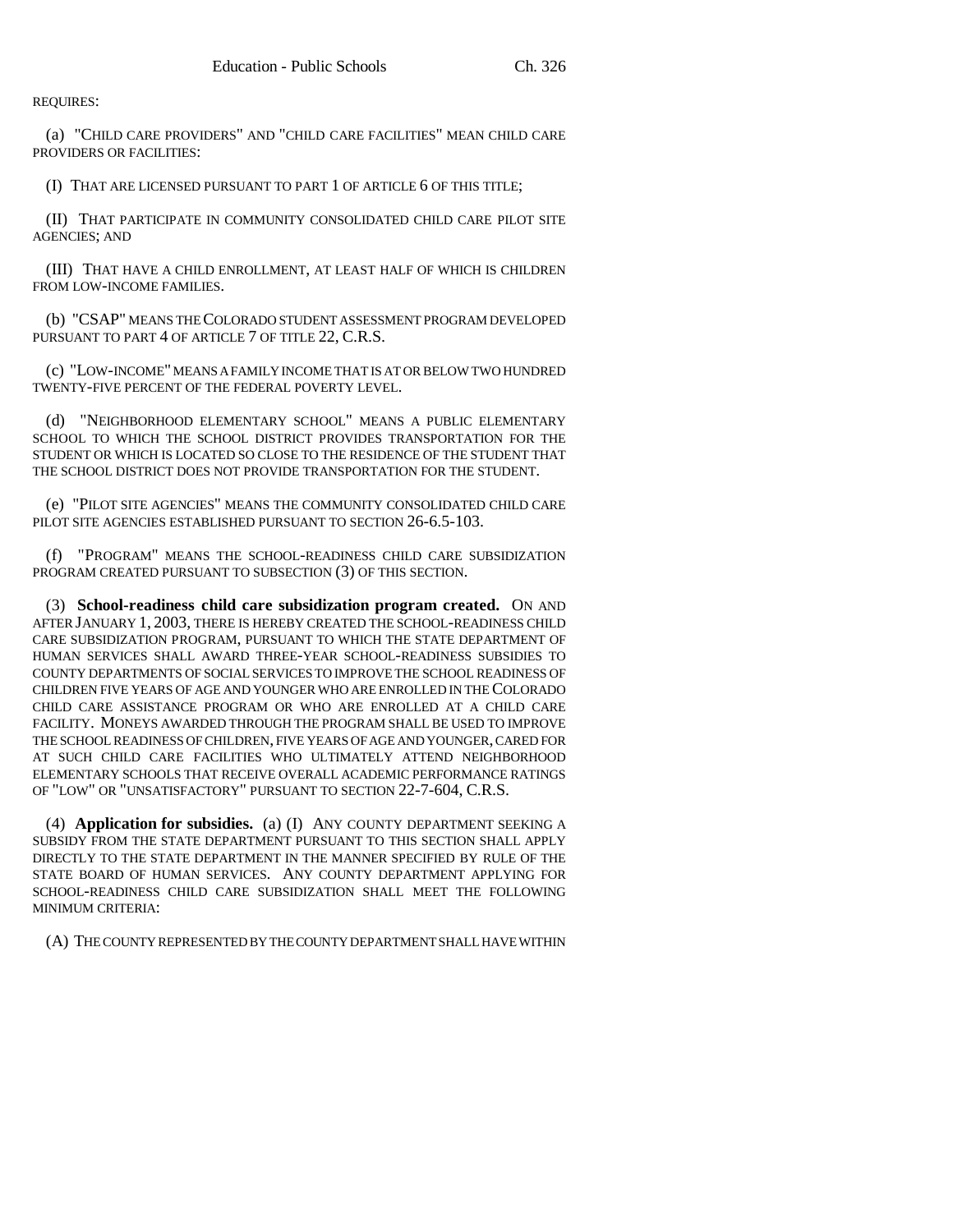REQUIRES:

(a) "CHILD CARE PROVIDERS" AND "CHILD CARE FACILITIES" MEAN CHILD CARE PROVIDERS OR FACILITIES:

(I) THAT ARE LICENSED PURSUANT TO PART 1 OF ARTICLE 6 OF THIS TITLE;

(II) THAT PARTICIPATE IN COMMUNITY CONSOLIDATED CHILD CARE PILOT SITE AGENCIES; AND

(III) THAT HAVE A CHILD ENROLLMENT, AT LEAST HALF OF WHICH IS CHILDREN FROM LOW-INCOME FAMILIES.

(b) "CSAP" MEANS THE COLORADO STUDENT ASSESSMENT PROGRAM DEVELOPED PURSUANT TO PART 4 OF ARTICLE 7 OF TITLE 22, C.R.S.

(c) "LOW-INCOME" MEANS A FAMILY INCOME THAT IS AT OR BELOW TWO HUNDRED TWENTY-FIVE PERCENT OF THE FEDERAL POVERTY LEVEL.

(d) "NEIGHBORHOOD ELEMENTARY SCHOOL" MEANS A PUBLIC ELEMENTARY SCHOOL TO WHICH THE SCHOOL DISTRICT PROVIDES TRANSPORTATION FOR THE STUDENT OR WHICH IS LOCATED SO CLOSE TO THE RESIDENCE OF THE STUDENT THAT THE SCHOOL DISTRICT DOES NOT PROVIDE TRANSPORTATION FOR THE STUDENT.

(e) "PILOT SITE AGENCIES" MEANS THE COMMUNITY CONSOLIDATED CHILD CARE PILOT SITE AGENCIES ESTABLISHED PURSUANT TO SECTION 26-6.5-103.

(f) "PROGRAM" MEANS THE SCHOOL-READINESS CHILD CARE SUBSIDIZATION PROGRAM CREATED PURSUANT TO SUBSECTION (3) OF THIS SECTION.

(3) **School-readiness child care subsidization program created.** ON AND AFTER JANUARY 1, 2003, THERE IS HEREBY CREATED THE SCHOOL-READINESS CHILD CARE SUBSIDIZATION PROGRAM, PURSUANT TO WHICH THE STATE DEPARTMENT OF HUMAN SERVICES SHALL AWARD THREE-YEAR SCHOOL-READINESS SUBSIDIES TO COUNTY DEPARTMENTS OF SOCIAL SERVICES TO IMPROVE THE SCHOOL READINESS OF CHILDREN FIVE YEARS OF AGE AND YOUNGER WHO ARE ENROLLED IN THE COLORADO CHILD CARE ASSISTANCE PROGRAM OR WHO ARE ENROLLED AT A CHILD CARE FACILITY. MONEYS AWARDED THROUGH THE PROGRAM SHALL BE USED TO IMPROVE THE SCHOOL READINESS OF CHILDREN, FIVE YEARS OF AGE AND YOUNGER, CARED FOR AT SUCH CHILD CARE FACILITIES WHO ULTIMATELY ATTEND NEIGHBORHOOD ELEMENTARY SCHOOLS THAT RECEIVE OVERALL ACADEMIC PERFORMANCE RATINGS OF "LOW" OR "UNSATISFACTORY" PURSUANT TO SECTION 22-7-604, C.R.S.

(4) **Application for subsidies.** (a) (I) ANY COUNTY DEPARTMENT SEEKING A SUBSIDY FROM THE STATE DEPARTMENT PURSUANT TO THIS SECTION SHALL APPLY DIRECTLY TO THE STATE DEPARTMENT IN THE MANNER SPECIFIED BY RULE OF THE STATE BOARD OF HUMAN SERVICES. ANY COUNTY DEPARTMENT APPLYING FOR SCHOOL-READINESS CHILD CARE SUBSIDIZATION SHALL MEET THE FOLLOWING MINIMUM CRITERIA:

(A) THE COUNTY REPRESENTED BY THE COUNTY DEPARTMENT SHALL HAVE WITHIN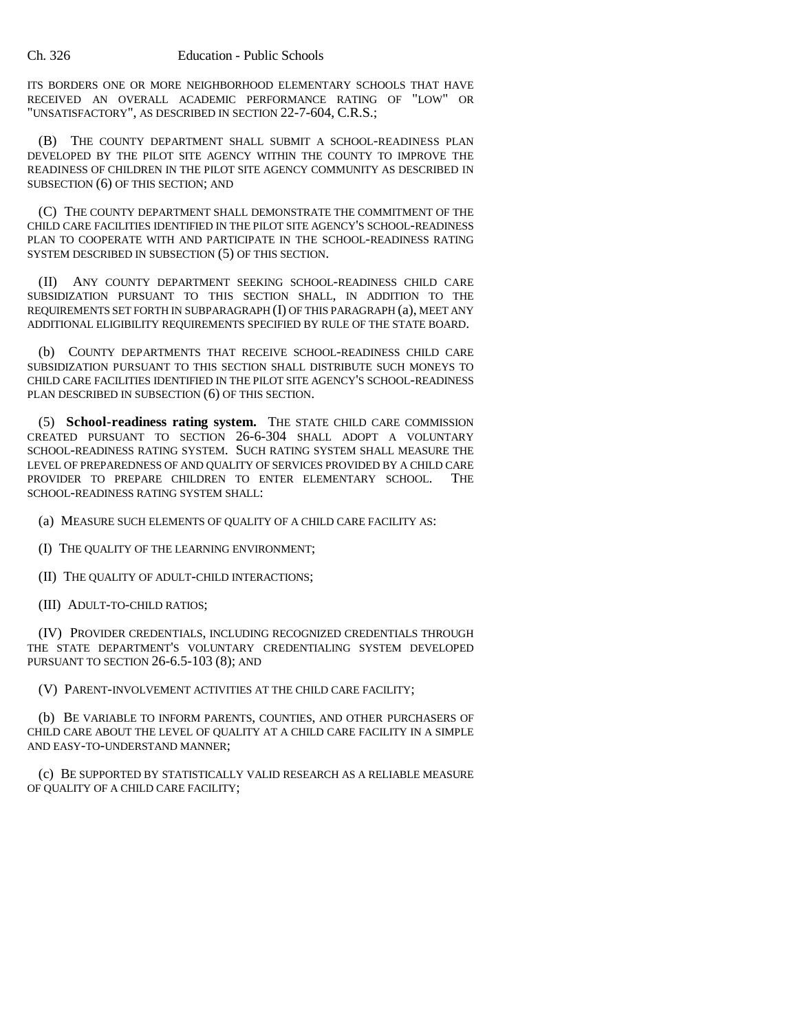ITS BORDERS ONE OR MORE NEIGHBORHOOD ELEMENTARY SCHOOLS THAT HAVE RECEIVED AN OVERALL ACADEMIC PERFORMANCE RATING OF "LOW" OR "UNSATISFACTORY", AS DESCRIBED IN SECTION 22-7-604, C.R.S.;

(B) THE COUNTY DEPARTMENT SHALL SUBMIT A SCHOOL-READINESS PLAN DEVELOPED BY THE PILOT SITE AGENCY WITHIN THE COUNTY TO IMPROVE THE READINESS OF CHILDREN IN THE PILOT SITE AGENCY COMMUNITY AS DESCRIBED IN SUBSECTION (6) OF THIS SECTION; AND

(C) THE COUNTY DEPARTMENT SHALL DEMONSTRATE THE COMMITMENT OF THE CHILD CARE FACILITIES IDENTIFIED IN THE PILOT SITE AGENCY'S SCHOOL-READINESS PLAN TO COOPERATE WITH AND PARTICIPATE IN THE SCHOOL-READINESS RATING SYSTEM DESCRIBED IN SUBSECTION (5) OF THIS SECTION.

(II) ANY COUNTY DEPARTMENT SEEKING SCHOOL-READINESS CHILD CARE SUBSIDIZATION PURSUANT TO THIS SECTION SHALL, IN ADDITION TO THE REQUIREMENTS SET FORTH IN SUBPARAGRAPH (I) OF THIS PARAGRAPH (a), MEET ANY ADDITIONAL ELIGIBILITY REQUIREMENTS SPECIFIED BY RULE OF THE STATE BOARD.

(b) COUNTY DEPARTMENTS THAT RECEIVE SCHOOL-READINESS CHILD CARE SUBSIDIZATION PURSUANT TO THIS SECTION SHALL DISTRIBUTE SUCH MONEYS TO CHILD CARE FACILITIES IDENTIFIED IN THE PILOT SITE AGENCY'S SCHOOL-READINESS PLAN DESCRIBED IN SUBSECTION (6) OF THIS SECTION.

(5) **School-readiness rating system.** THE STATE CHILD CARE COMMISSION CREATED PURSUANT TO SECTION 26-6-304 SHALL ADOPT A VOLUNTARY SCHOOL-READINESS RATING SYSTEM. SUCH RATING SYSTEM SHALL MEASURE THE LEVEL OF PREPAREDNESS OF AND QUALITY OF SERVICES PROVIDED BY A CHILD CARE PROVIDER TO PREPARE CHILDREN TO ENTER ELEMENTARY SCHOOL. THE SCHOOL-READINESS RATING SYSTEM SHALL:

(a) MEASURE SUCH ELEMENTS OF QUALITY OF A CHILD CARE FACILITY AS:

(I) THE QUALITY OF THE LEARNING ENVIRONMENT;

(II) THE QUALITY OF ADULT-CHILD INTERACTIONS;

(III) ADULT-TO-CHILD RATIOS;

(IV) PROVIDER CREDENTIALS, INCLUDING RECOGNIZED CREDENTIALS THROUGH THE STATE DEPARTMENT'S VOLUNTARY CREDENTIALING SYSTEM DEVELOPED PURSUANT TO SECTION 26-6.5-103 (8); AND

(V) PARENT-INVOLVEMENT ACTIVITIES AT THE CHILD CARE FACILITY;

(b) BE VARIABLE TO INFORM PARENTS, COUNTIES, AND OTHER PURCHASERS OF CHILD CARE ABOUT THE LEVEL OF QUALITY AT A CHILD CARE FACILITY IN A SIMPLE AND EASY-TO-UNDERSTAND MANNER;

(c) BE SUPPORTED BY STATISTICALLY VALID RESEARCH AS A RELIABLE MEASURE OF QUALITY OF A CHILD CARE FACILITY;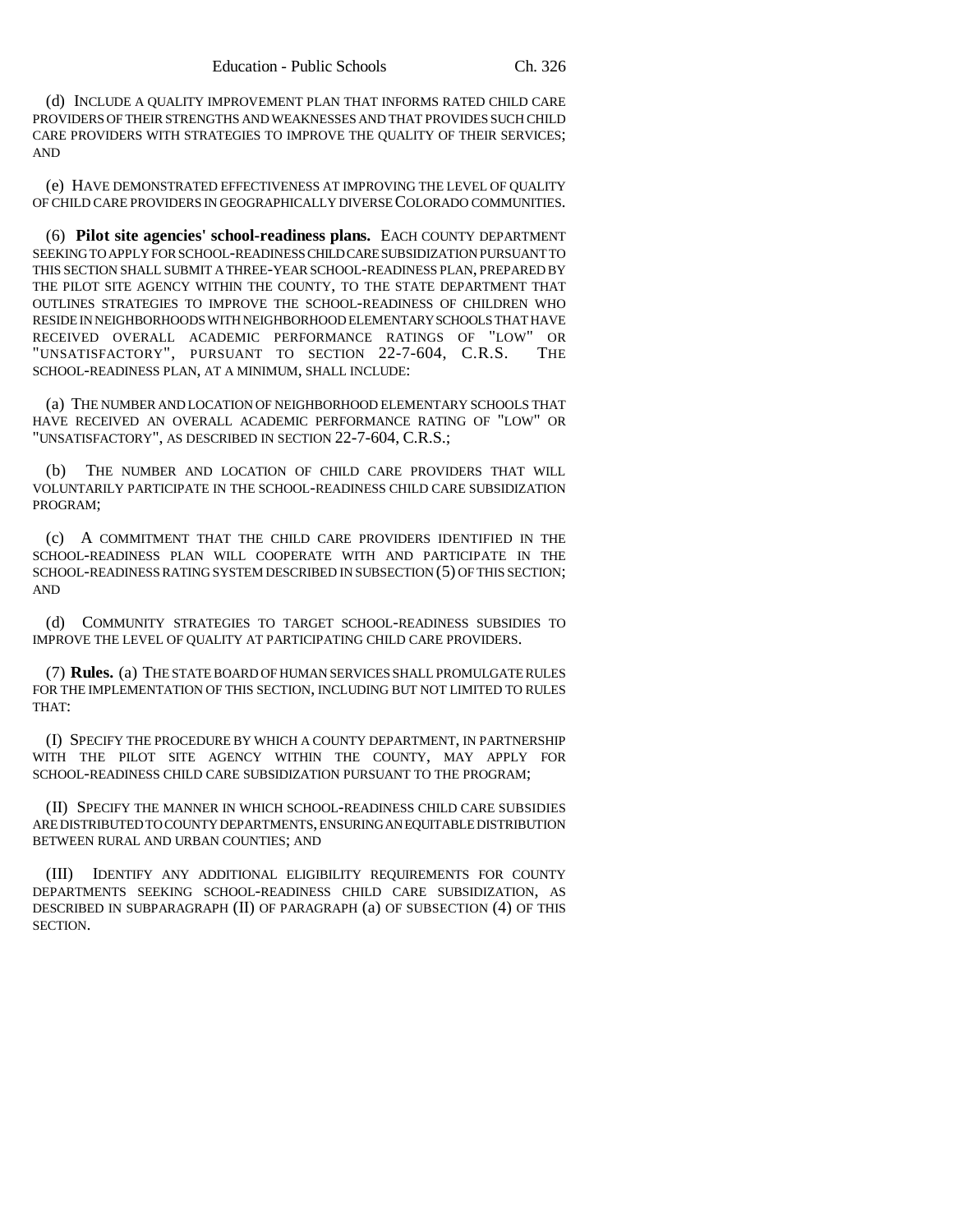(d) INCLUDE A QUALITY IMPROVEMENT PLAN THAT INFORMS RATED CHILD CARE PROVIDERS OF THEIR STRENGTHS AND WEAKNESSES AND THAT PROVIDES SUCH CHILD CARE PROVIDERS WITH STRATEGIES TO IMPROVE THE QUALITY OF THEIR SERVICES; AND

(e) HAVE DEMONSTRATED EFFECTIVENESS AT IMPROVING THE LEVEL OF QUALITY OF CHILD CARE PROVIDERS IN GEOGRAPHICALLY DIVERSE COLORADO COMMUNITIES.

(6) **Pilot site agencies' school-readiness plans.** EACH COUNTY DEPARTMENT SEEKING TO APPLY FOR SCHOOL-READINESS CHILD CARE SUBSIDIZATION PURSUANT TO THIS SECTION SHALL SUBMIT A THREE-YEAR SCHOOL-READINESS PLAN, PREPARED BY THE PILOT SITE AGENCY WITHIN THE COUNTY, TO THE STATE DEPARTMENT THAT OUTLINES STRATEGIES TO IMPROVE THE SCHOOL-READINESS OF CHILDREN WHO RESIDE IN NEIGHBORHOODS WITH NEIGHBORHOOD ELEMENTARY SCHOOLS THAT HAVE RECEIVED OVERALL ACADEMIC PERFORMANCE RATINGS OF "LOW" OR "UNSATISFACTORY", PURSUANT TO SECTION 22-7-604, C.R.S. THE SCHOOL-READINESS PLAN, AT A MINIMUM, SHALL INCLUDE:

(a) THE NUMBER AND LOCATION OF NEIGHBORHOOD ELEMENTARY SCHOOLS THAT HAVE RECEIVED AN OVERALL ACADEMIC PERFORMANCE RATING OF "LOW" OR "UNSATISFACTORY", AS DESCRIBED IN SECTION 22-7-604, C.R.S.;

(b) THE NUMBER AND LOCATION OF CHILD CARE PROVIDERS THAT WILL VOLUNTARILY PARTICIPATE IN THE SCHOOL-READINESS CHILD CARE SUBSIDIZATION PROGRAM;

(c) A COMMITMENT THAT THE CHILD CARE PROVIDERS IDENTIFIED IN THE SCHOOL-READINESS PLAN WILL COOPERATE WITH AND PARTICIPATE IN THE SCHOOL-READINESS RATING SYSTEM DESCRIBED IN SUBSECTION (5) OF THIS SECTION; AND

(d) COMMUNITY STRATEGIES TO TARGET SCHOOL-READINESS SUBSIDIES TO IMPROVE THE LEVEL OF QUALITY AT PARTICIPATING CHILD CARE PROVIDERS.

(7) **Rules.** (a) THE STATE BOARD OF HUMAN SERVICES SHALL PROMULGATE RULES FOR THE IMPLEMENTATION OF THIS SECTION, INCLUDING BUT NOT LIMITED TO RULES THAT:

(I) SPECIFY THE PROCEDURE BY WHICH A COUNTY DEPARTMENT, IN PARTNERSHIP WITH THE PILOT SITE AGENCY WITHIN THE COUNTY, MAY APPLY FOR SCHOOL-READINESS CHILD CARE SUBSIDIZATION PURSUANT TO THE PROGRAM;

(II) SPECIFY THE MANNER IN WHICH SCHOOL-READINESS CHILD CARE SUBSIDIES ARE DISTRIBUTED TO COUNTY DEPARTMENTS, ENSURING AN EQUITABLE DISTRIBUTION BETWEEN RURAL AND URBAN COUNTIES; AND

(III) IDENTIFY ANY ADDITIONAL ELIGIBILITY REQUIREMENTS FOR COUNTY DEPARTMENTS SEEKING SCHOOL-READINESS CHILD CARE SUBSIDIZATION, AS DESCRIBED IN SUBPARAGRAPH (II) OF PARAGRAPH (a) OF SUBSECTION (4) OF THIS SECTION.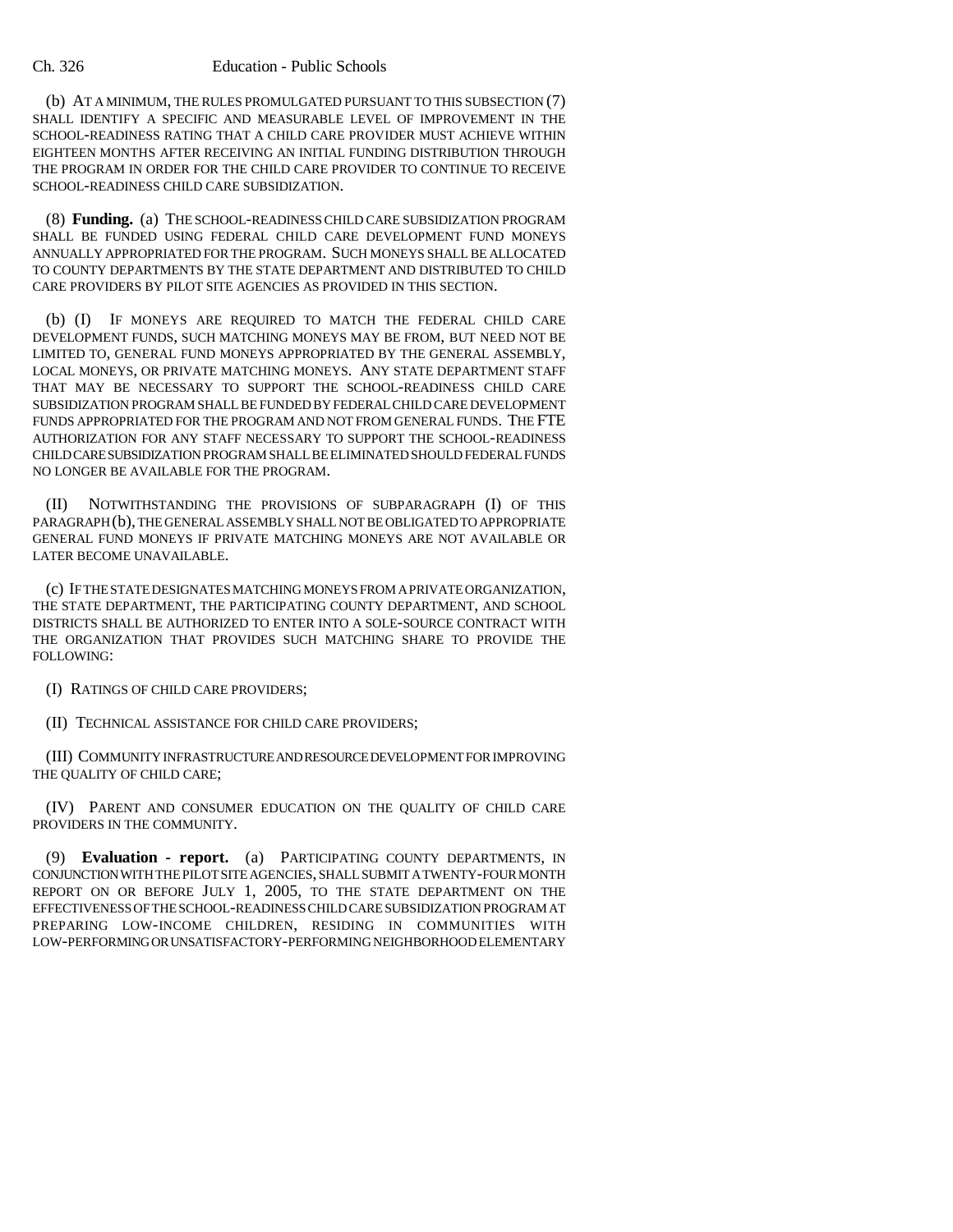(b) AT A MINIMUM, THE RULES PROMULGATED PURSUANT TO THIS SUBSECTION (7) SHALL IDENTIFY A SPECIFIC AND MEASURABLE LEVEL OF IMPROVEMENT IN THE SCHOOL-READINESS RATING THAT A CHILD CARE PROVIDER MUST ACHIEVE WITHIN EIGHTEEN MONTHS AFTER RECEIVING AN INITIAL FUNDING DISTRIBUTION THROUGH THE PROGRAM IN ORDER FOR THE CHILD CARE PROVIDER TO CONTINUE TO RECEIVE SCHOOL-READINESS CHILD CARE SUBSIDIZATION.

(8) **Funding.** (a) THE SCHOOL-READINESS CHILD CARE SUBSIDIZATION PROGRAM SHALL BE FUNDED USING FEDERAL CHILD CARE DEVELOPMENT FUND MONEYS ANNUALLY APPROPRIATED FOR THE PROGRAM. SUCH MONEYS SHALL BE ALLOCATED TO COUNTY DEPARTMENTS BY THE STATE DEPARTMENT AND DISTRIBUTED TO CHILD CARE PROVIDERS BY PILOT SITE AGENCIES AS PROVIDED IN THIS SECTION.

(b) (I) IF MONEYS ARE REQUIRED TO MATCH THE FEDERAL CHILD CARE DEVELOPMENT FUNDS, SUCH MATCHING MONEYS MAY BE FROM, BUT NEED NOT BE LIMITED TO, GENERAL FUND MONEYS APPROPRIATED BY THE GENERAL ASSEMBLY, LOCAL MONEYS, OR PRIVATE MATCHING MONEYS. ANY STATE DEPARTMENT STAFF THAT MAY BE NECESSARY TO SUPPORT THE SCHOOL-READINESS CHILD CARE SUBSIDIZATION PROGRAM SHALL BE FUNDED BY FEDERAL CHILD CARE DEVELOPMENT FUNDS APPROPRIATED FOR THE PROGRAM AND NOT FROM GENERAL FUNDS. THE FTE AUTHORIZATION FOR ANY STAFF NECESSARY TO SUPPORT THE SCHOOL-READINESS CHILD CARE SUBSIDIZATION PROGRAM SHALL BE ELIMINATED SHOULD FEDERAL FUNDS NO LONGER BE AVAILABLE FOR THE PROGRAM.

(II) NOTWITHSTANDING THE PROVISIONS OF SUBPARAGRAPH (I) OF THIS PARAGRAPH (b), THE GENERAL ASSEMBLY SHALL NOT BE OBLIGATED TO APPROPRIATE GENERAL FUND MONEYS IF PRIVATE MATCHING MONEYS ARE NOT AVAILABLE OR LATER BECOME UNAVAILABLE.

(c) IF THE STATE DESIGNATES MATCHING MONEYS FROM A PRIVATE ORGANIZATION, THE STATE DEPARTMENT, THE PARTICIPATING COUNTY DEPARTMENT, AND SCHOOL DISTRICTS SHALL BE AUTHORIZED TO ENTER INTO A SOLE-SOURCE CONTRACT WITH THE ORGANIZATION THAT PROVIDES SUCH MATCHING SHARE TO PROVIDE THE FOLLOWING:

(I) RATINGS OF CHILD CARE PROVIDERS;

(II) TECHNICAL ASSISTANCE FOR CHILD CARE PROVIDERS;

(III) COMMUNITY INFRASTRUCTURE AND RESOURCE DEVELOPMENT FOR IMPROVING THE QUALITY OF CHILD CARE;

(IV) PARENT AND CONSUMER EDUCATION ON THE QUALITY OF CHILD CARE PROVIDERS IN THE COMMUNITY.

(9) **Evaluation - report.** (a) PARTICIPATING COUNTY DEPARTMENTS, IN CONJUNCTION WITH THE PILOT SITE AGENCIES, SHALL SUBMIT A TWENTY-FOUR MONTH REPORT ON OR BEFORE JULY 1, 2005, TO THE STATE DEPARTMENT ON THE EFFECTIVENESS OF THE SCHOOL-READINESS CHILD CARE SUBSIDIZATION PROGRAM AT PREPARING LOW-INCOME CHILDREN, RESIDING IN COMMUNITIES WITH LOW-PERFORMING OR UNSATISFACTORY-PERFORMING NEIGHBORHOOD ELEMENTARY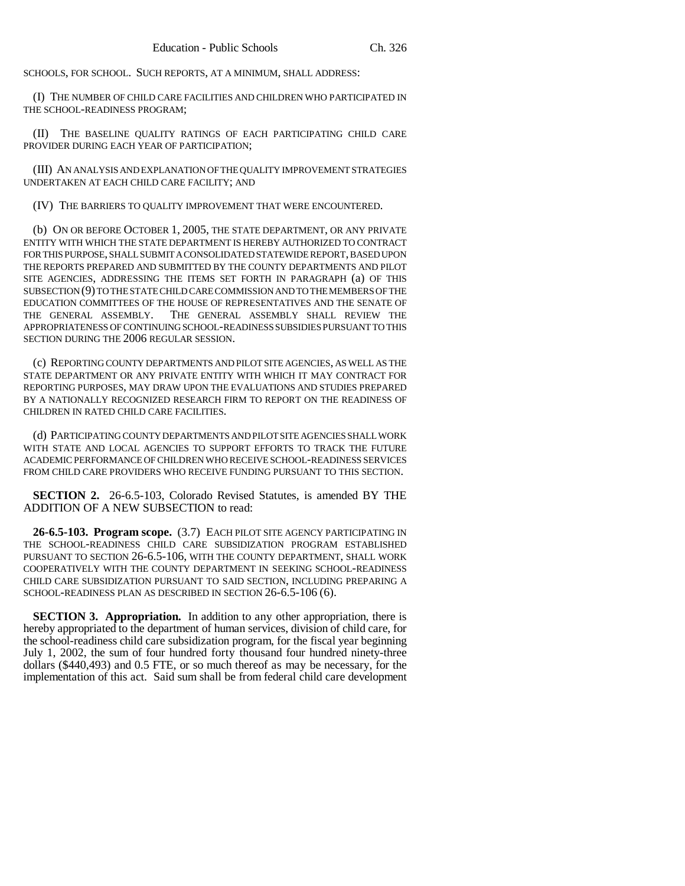SCHOOLS, FOR SCHOOL. SUCH REPORTS, AT A MINIMUM, SHALL ADDRESS:

(I) THE NUMBER OF CHILD CARE FACILITIES AND CHILDREN WHO PARTICIPATED IN THE SCHOOL-READINESS PROGRAM;

(II) THE BASELINE QUALITY RATINGS OF EACH PARTICIPATING CHILD CARE PROVIDER DURING EACH YEAR OF PARTICIPATION;

(III) AN ANALYSIS AND EXPLANATION OF THE QUALITY IMPROVEMENT STRATEGIES UNDERTAKEN AT EACH CHILD CARE FACILITY; AND

(IV) THE BARRIERS TO QUALITY IMPROVEMENT THAT WERE ENCOUNTERED.

(b) ON OR BEFORE OCTOBER 1, 2005, THE STATE DEPARTMENT, OR ANY PRIVATE ENTITY WITH WHICH THE STATE DEPARTMENT IS HEREBY AUTHORIZED TO CONTRACT FOR THIS PURPOSE, SHALL SUBMIT A CONSOLIDATED STATEWIDE REPORT, BASED UPON THE REPORTS PREPARED AND SUBMITTED BY THE COUNTY DEPARTMENTS AND PILOT SITE AGENCIES, ADDRESSING THE ITEMS SET FORTH IN PARAGRAPH (a) OF THIS SUBSECTION (9) TO THE STATE CHILD CARE COMMISSION AND TO THE MEMBERS OF THE EDUCATION COMMITTEES OF THE HOUSE OF REPRESENTATIVES AND THE SENATE OF THE GENERAL ASSEMBLY. THE GENERAL ASSEMBLY SHALL REVIEW THE APPROPRIATENESS OF CONTINUING SCHOOL-READINESS SUBSIDIES PURSUANT TO THIS SECTION DURING THE 2006 REGULAR SESSION.

(c) REPORTING COUNTY DEPARTMENTS AND PILOT SITE AGENCIES, AS WELL AS THE STATE DEPARTMENT OR ANY PRIVATE ENTITY WITH WHICH IT MAY CONTRACT FOR REPORTING PURPOSES, MAY DRAW UPON THE EVALUATIONS AND STUDIES PREPARED BY A NATIONALLY RECOGNIZED RESEARCH FIRM TO REPORT ON THE READINESS OF CHILDREN IN RATED CHILD CARE FACILITIES.

(d) PARTICIPATING COUNTY DEPARTMENTS AND PILOT SITE AGENCIES SHALL WORK WITH STATE AND LOCAL AGENCIES TO SUPPORT EFFORTS TO TRACK THE FUTURE ACADEMIC PERFORMANCE OF CHILDREN WHO RECEIVE SCHOOL-READINESS SERVICES FROM CHILD CARE PROVIDERS WHO RECEIVE FUNDING PURSUANT TO THIS SECTION.

**SECTION 2.** 26-6.5-103, Colorado Revised Statutes, is amended BY THE ADDITION OF A NEW SUBSECTION to read:

**26-6.5-103. Program scope.** (3.7) EACH PILOT SITE AGENCY PARTICIPATING IN THE SCHOOL-READINESS CHILD CARE SUBSIDIZATION PROGRAM ESTABLISHED PURSUANT TO SECTION 26-6.5-106, WITH THE COUNTY DEPARTMENT, SHALL WORK COOPERATIVELY WITH THE COUNTY DEPARTMENT IN SEEKING SCHOOL-READINESS CHILD CARE SUBSIDIZATION PURSUANT TO SAID SECTION, INCLUDING PREPARING A SCHOOL-READINESS PLAN AS DESCRIBED IN SECTION 26-6.5-106 (6).

**SECTION 3. Appropriation.** In addition to any other appropriation, there is hereby appropriated to the department of human services, division of child care, for the school-readiness child care subsidization program, for the fiscal year beginning July 1, 2002, the sum of four hundred forty thousand four hundred ninety-three dollars ($440,493) and 0.5 FTE, or so much thereof as may be necessary, for the implementation of this act. Said sum shall be from federal child care development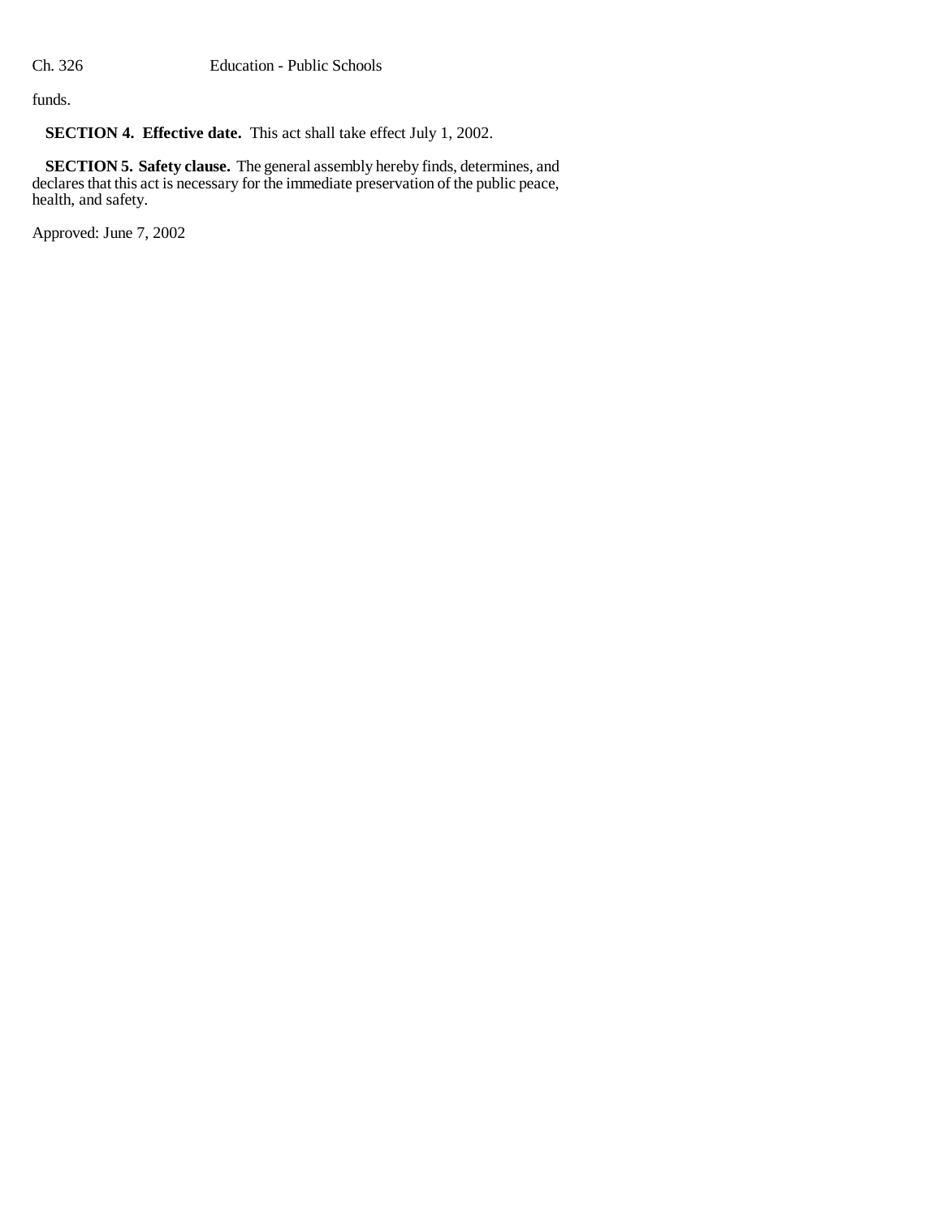funds.

**SECTION 4. Effective date.** This act shall take effect July 1, 2002.

**SECTION 5. Safety clause.** The general assembly hereby finds, determines, and declares that this act is necessary for the immediate preservation of the public peace, health, and safety.

Approved: June 7, 2002